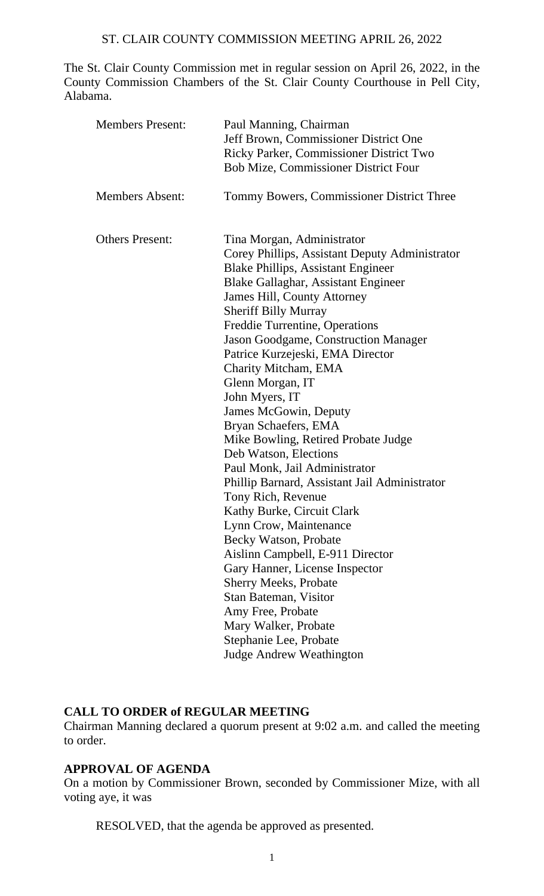# ST. CLAIR COUNTY COMMISSION MEETING APRIL 26, 2022

The St. Clair County Commission met in regular session on April 26, 2022, in the County Commission Chambers of the St. Clair County Courthouse in Pell City, Alabama.

| | |
|---|---|
| Members Present: | Paul Manning, Chairman<br>Jeff Brown, Commissioner District One<br>Ricky Parker, Commissioner District Two<br>Bob Mize, Commissioner District Four |
| Members Absent: | Tommy Bowers, Commissioner District Three |
| Others Present: | Tina Morgan, Administrator<br>Corey Phillips, Assistant Deputy Administrator<br>Blake Phillips, Assistant Engineer<br>Blake Gallaghar, Assistant Engineer<br>James Hill, County Attorney<br>Sheriff Billy Murray<br>Freddie Turrentine, Operations<br>Jason Goodgame, Construction Manager<br>Patrice Kurzejeski, EMA Director<br>Charity Mitcham, EMA<br>Glenn Morgan, IT<br>John Myers, IT<br>James McGowin, Deputy<br>Bryan Schaefers, EMA<br>Mike Bowling, Retired Probate Judge<br>Deb Watson, Elections<br>Paul Monk, Jail Administrator<br>Phillip Barnard, Assistant Jail Administrator<br>Tony Rich, Revenue<br>Kathy Burke, Circuit Clark<br>Lynn Crow, Maintenance<br>Becky Watson, Probate<br>Aislinn Campbell, E-911 Director<br>Gary Hanner, License Inspector<br>Sherry Meeks, Probate<br>Stan Bateman, Visitor<br>Amy Free, Probate<br>Mary Walker, Probate<br>Stephanie Lee, Probate<br>Judge Andrew Weathington |

**CALL TO ORDER of REGULAR MEETING**

Chairman Manning declared a quorum present at 9:02 a.m. and called the meeting to order.

**APPROVAL OF AGENDA**

On a motion by Commissioner Brown, seconded by Commissioner Mize, with all voting aye, it was

RESOLVED, that the agenda be approved as presented.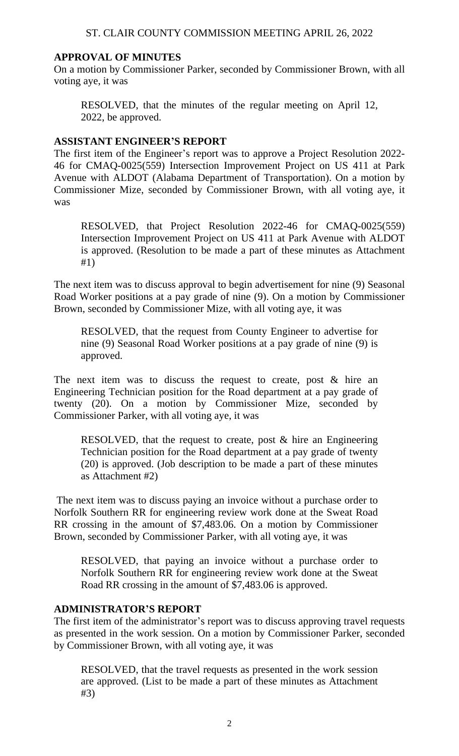## APPROVAL OF MINUTES

On a motion by Commissioner Parker, seconded by Commissioner Brown, with all voting aye, it was

> RESOLVED, that the minutes of the regular meeting on April 12, 2022, be approved.

## ASSISTANT ENGINEER'S REPORT

The first item of the Engineer's report was to approve a Project Resolution 2022-46 for CMAQ-0025(559) Intersection Improvement Project on US 411 at Park Avenue with ALDOT (Alabama Department of Transportation). On a motion by Commissioner Mize, seconded by Commissioner Brown, with all voting aye, it was

> RESOLVED, that Project Resolution 2022-46 for CMAQ-0025(559) Intersection Improvement Project on US 411 at Park Avenue with ALDOT is approved. (Resolution to be made a part of these minutes as Attachment #1)

The next item was to discuss approval to begin advertisement for nine (9) Seasonal Road Worker positions at a pay grade of nine (9). On a motion by Commissioner Brown, seconded by Commissioner Mize, with all voting aye, it was

> RESOLVED, that the request from County Engineer to advertise for nine (9) Seasonal Road Worker positions at a pay grade of nine (9) is approved.

The next item was to discuss the request to create, post & hire an Engineering Technician position for the Road department at a pay grade of twenty (20). On a motion by Commissioner Mize, seconded by Commissioner Parker, with all voting aye, it was

> RESOLVED, that the request to create, post & hire an Engineering Technician position for the Road department at a pay grade of twenty (20) is approved. (Job description to be made a part of these minutes as Attachment #2)

The next item was to discuss paying an invoice without a purchase order to Norfolk Southern RR for engineering review work done at the Sweat Road RR crossing in the amount of $7,483.06. On a motion by Commissioner Brown, seconded by Commissioner Parker, with all voting aye, it was

> RESOLVED, that paying an invoice without a purchase order to Norfolk Southern RR for engineering review work done at the Sweat Road RR crossing in the amount of $7,483.06 is approved.

## ADMINISTRATOR'S REPORT

The first item of the administrator's report was to discuss approving travel requests as presented in the work session. On a motion by Commissioner Parker, seconded by Commissioner Brown, with all voting aye, it was

> RESOLVED, that the travel requests as presented in the work session are approved. (List to be made a part of these minutes as Attachment #3)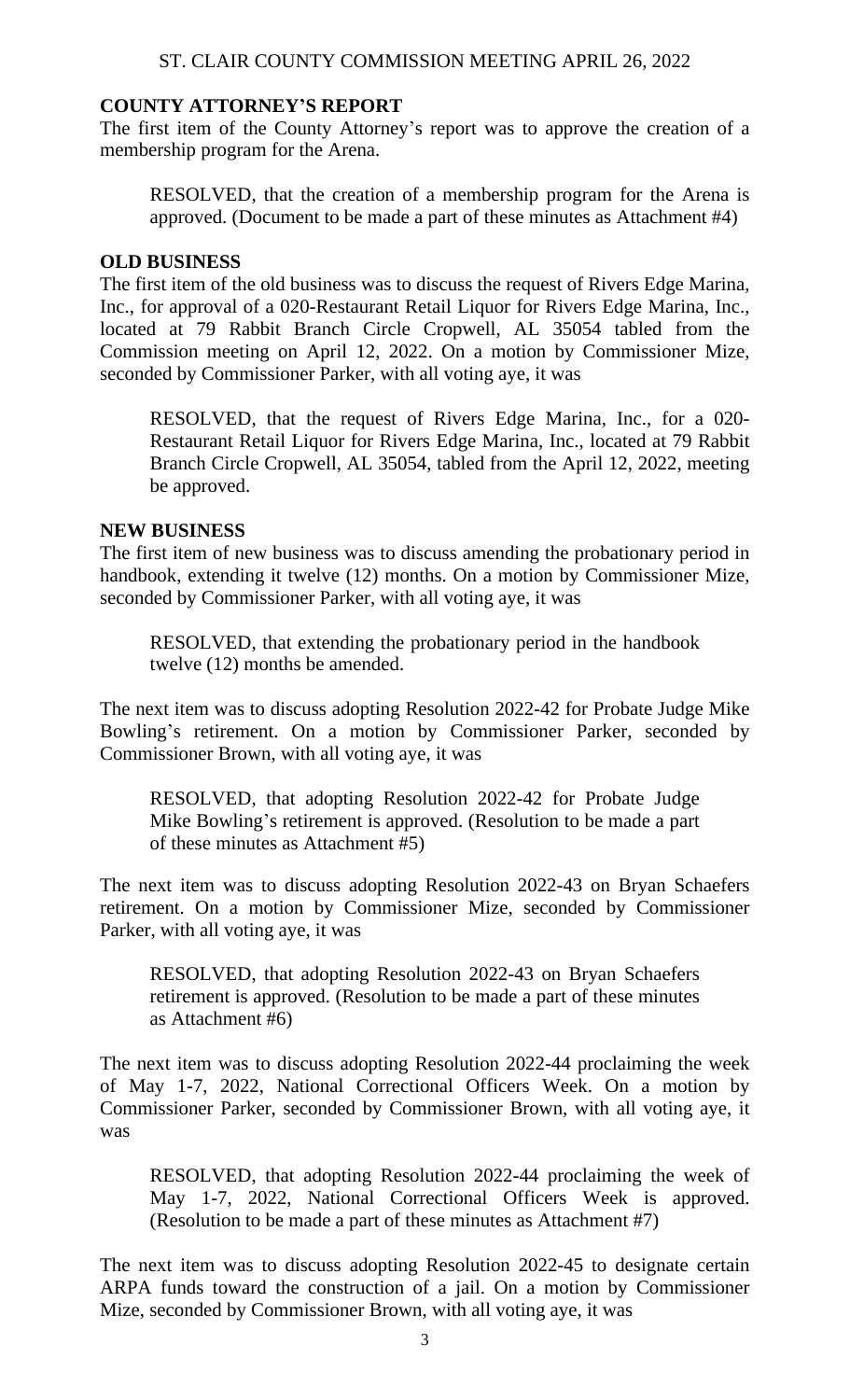## COUNTY ATTORNEY'S REPORT

The first item of the County Attorney's report was to approve the creation of a membership program for the Arena.

> RESOLVED, that the creation of a membership program for the Arena is approved. (Document to be made a part of these minutes as Attachment #4)

## OLD BUSINESS

The first item of the old business was to discuss the request of Rivers Edge Marina, Inc., for approval of a 020-Restaurant Retail Liquor for Rivers Edge Marina, Inc., located at 79 Rabbit Branch Circle Cropwell, AL 35054 tabled from the Commission meeting on April 12, 2022. On a motion by Commissioner Mize, seconded by Commissioner Parker, with all voting aye, it was

> RESOLVED, that the request of Rivers Edge Marina, Inc., for a 020-Restaurant Retail Liquor for Rivers Edge Marina, Inc., located at 79 Rabbit Branch Circle Cropwell, AL 35054, tabled from the April 12, 2022, meeting be approved.

## NEW BUSINESS

The first item of new business was to discuss amending the probationary period in handbook, extending it twelve (12) months. On a motion by Commissioner Mize, seconded by Commissioner Parker, with all voting aye, it was

> RESOLVED, that extending the probationary period in the handbook twelve (12) months be amended.

The next item was to discuss adopting Resolution 2022-42 for Probate Judge Mike Bowling's retirement. On a motion by Commissioner Parker, seconded by Commissioner Brown, with all voting aye, it was

> RESOLVED, that adopting Resolution 2022-42 for Probate Judge Mike Bowling's retirement is approved. (Resolution to be made a part of these minutes as Attachment #5)

The next item was to discuss adopting Resolution 2022-43 on Bryan Schaefers retirement. On a motion by Commissioner Mize, seconded by Commissioner Parker, with all voting aye, it was

> RESOLVED, that adopting Resolution 2022-43 on Bryan Schaefers retirement is approved. (Resolution to be made a part of these minutes as Attachment #6)

The next item was to discuss adopting Resolution 2022-44 proclaiming the week of May 1-7, 2022, National Correctional Officers Week. On a motion by Commissioner Parker, seconded by Commissioner Brown, with all voting aye, it was

> RESOLVED, that adopting Resolution 2022-44 proclaiming the week of May 1-7, 2022, National Correctional Officers Week is approved. (Resolution to be made a part of these minutes as Attachment #7)

The next item was to discuss adopting Resolution 2022-45 to designate certain ARPA funds toward the construction of a jail. On a motion by Commissioner Mize, seconded by Commissioner Brown, with all voting aye, it was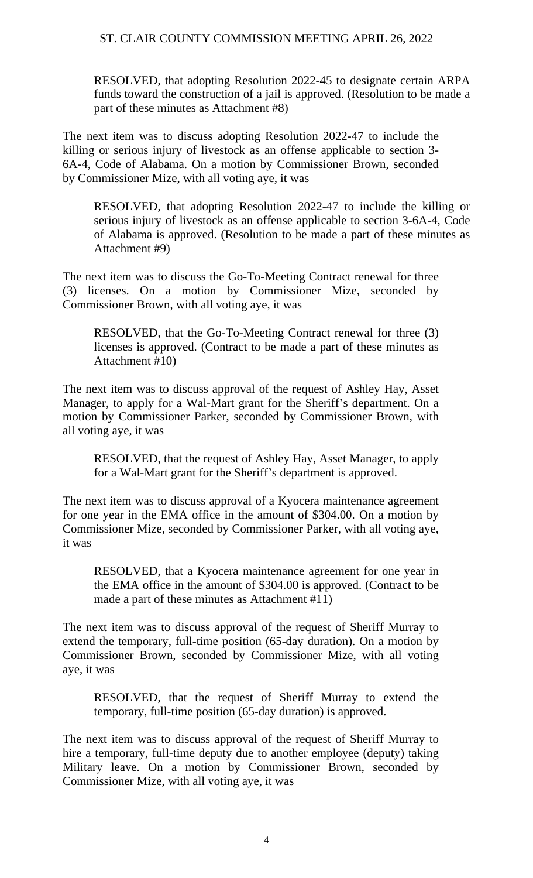RESOLVED, that adopting Resolution 2022-45 to designate certain ARPA funds toward the construction of a jail is approved. (Resolution to be made a part of these minutes as Attachment #8)

The next item was to discuss adopting Resolution 2022-47 to include the killing or serious injury of livestock as an offense applicable to section 3-6A-4, Code of Alabama. On a motion by Commissioner Brown, seconded by Commissioner Mize, with all voting aye, it was

RESOLVED, that adopting Resolution 2022-47 to include the killing or serious injury of livestock as an offense applicable to section 3-6A-4, Code of Alabama is approved. (Resolution to be made a part of these minutes as Attachment #9)

The next item was to discuss the Go-To-Meeting Contract renewal for three (3) licenses. On a motion by Commissioner Mize, seconded by Commissioner Brown, with all voting aye, it was

RESOLVED, that the Go-To-Meeting Contract renewal for three (3) licenses is approved. (Contract to be made a part of these minutes as Attachment #10)

The next item was to discuss approval of the request of Ashley Hay, Asset Manager, to apply for a Wal-Mart grant for the Sheriff's department. On a motion by Commissioner Parker, seconded by Commissioner Brown, with all voting aye, it was

RESOLVED, that the request of Ashley Hay, Asset Manager, to apply for a Wal-Mart grant for the Sheriff's department is approved.

The next item was to discuss approval of a Kyocera maintenance agreement for one year in the EMA office in the amount of $304.00. On a motion by Commissioner Mize, seconded by Commissioner Parker, with all voting aye, it was

RESOLVED, that a Kyocera maintenance agreement for one year in the EMA office in the amount of $304.00 is approved. (Contract to be made a part of these minutes as Attachment #11)

The next item was to discuss approval of the request of Sheriff Murray to extend the temporary, full-time position (65-day duration). On a motion by Commissioner Brown, seconded by Commissioner Mize, with all voting aye, it was

RESOLVED, that the request of Sheriff Murray to extend the temporary, full-time position (65-day duration) is approved.

The next item was to discuss approval of the request of Sheriff Murray to hire a temporary, full-time deputy due to another employee (deputy) taking Military leave. On a motion by Commissioner Brown, seconded by Commissioner Mize, with all voting aye, it was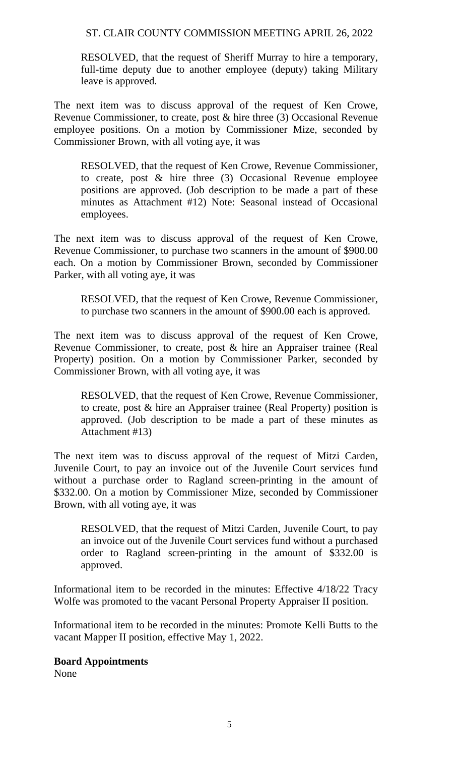RESOLVED, that the request of Sheriff Murray to hire a temporary, full-time deputy due to another employee (deputy) taking Military leave is approved.

The next item was to discuss approval of the request of Ken Crowe, Revenue Commissioner, to create, post & hire three (3) Occasional Revenue employee positions. On a motion by Commissioner Mize, seconded by Commissioner Brown, with all voting aye, it was

> RESOLVED, that the request of Ken Crowe, Revenue Commissioner, to create, post & hire three (3) Occasional Revenue employee positions are approved. (Job description to be made a part of these minutes as Attachment #12) Note: Seasonal instead of Occasional employees.

The next item was to discuss approval of the request of Ken Crowe, Revenue Commissioner, to purchase two scanners in the amount of $900.00 each. On a motion by Commissioner Brown, seconded by Commissioner Parker, with all voting aye, it was

> RESOLVED, that the request of Ken Crowe, Revenue Commissioner, to purchase two scanners in the amount of $900.00 each is approved.

The next item was to discuss approval of the request of Ken Crowe, Revenue Commissioner, to create, post & hire an Appraiser trainee (Real Property) position. On a motion by Commissioner Parker, seconded by Commissioner Brown, with all voting aye, it was

> RESOLVED, that the request of Ken Crowe, Revenue Commissioner, to create, post & hire an Appraiser trainee (Real Property) position is approved. (Job description to be made a part of these minutes as Attachment #13)

The next item was to discuss approval of the request of Mitzi Carden, Juvenile Court, to pay an invoice out of the Juvenile Court services fund without a purchase order to Ragland screen-printing in the amount of $332.00. On a motion by Commissioner Mize, seconded by Commissioner Brown, with all voting aye, it was

> RESOLVED, that the request of Mitzi Carden, Juvenile Court, to pay an invoice out of the Juvenile Court services fund without a purchased order to Ragland screen-printing in the amount of $332.00 is approved.

Informational item to be recorded in the minutes: Effective 4/18/22 Tracy Wolfe was promoted to the vacant Personal Property Appraiser II position.

Informational item to be recorded in the minutes: Promote Kelli Butts to the vacant Mapper II position, effective May 1, 2022.

**Board Appointments**
None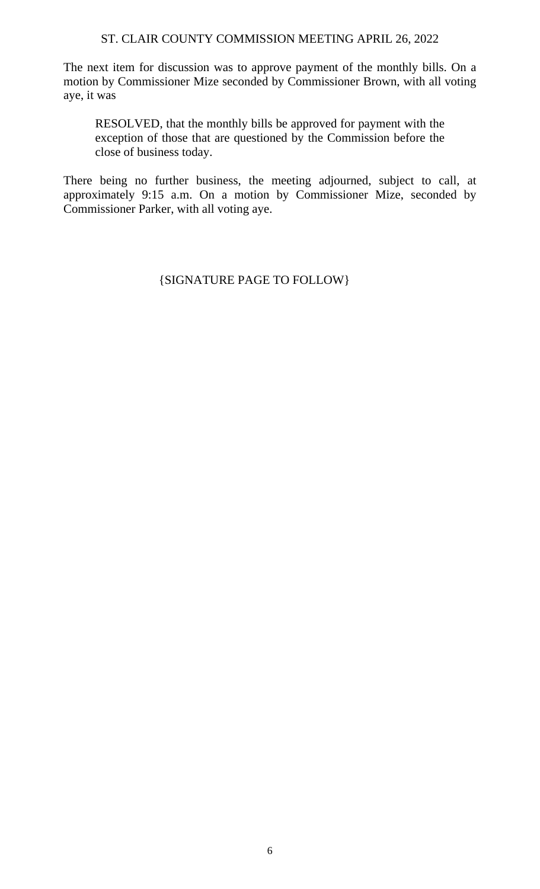The next item for discussion was to approve payment of the monthly bills. On a motion by Commissioner Mize seconded by Commissioner Brown, with all voting aye, it was

> RESOLVED, that the monthly bills be approved for payment with the exception of those that are questioned by the Commission before the close of business today.

There being no further business, the meeting adjourned, subject to call, at approximately 9:15 a.m. On a motion by Commissioner Mize, seconded by Commissioner Parker, with all voting aye.

{SIGNATURE PAGE TO FOLLOW}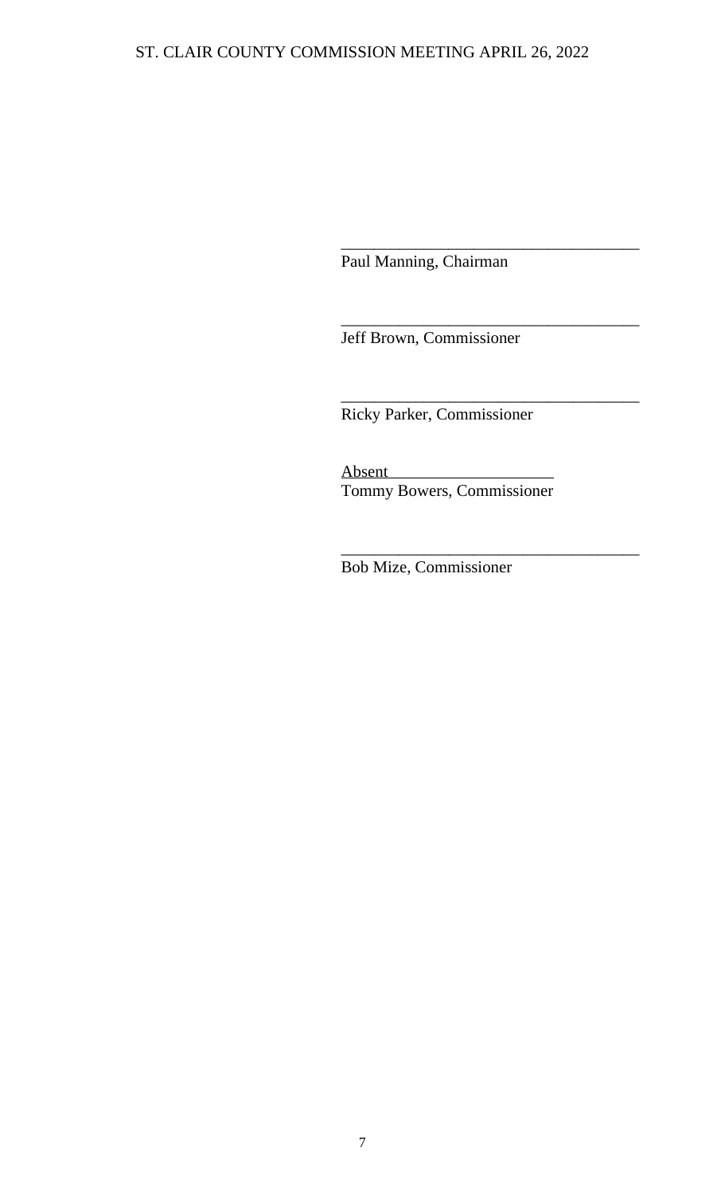______________________________________
Paul Manning, Chairman

______________________________________
Jeff Brown, Commissioner

______________________________________
Ricky Parker, Commissioner

Absent______________________
Tommy Bowers, Commissioner

______________________________________
Bob Mize, Commissioner